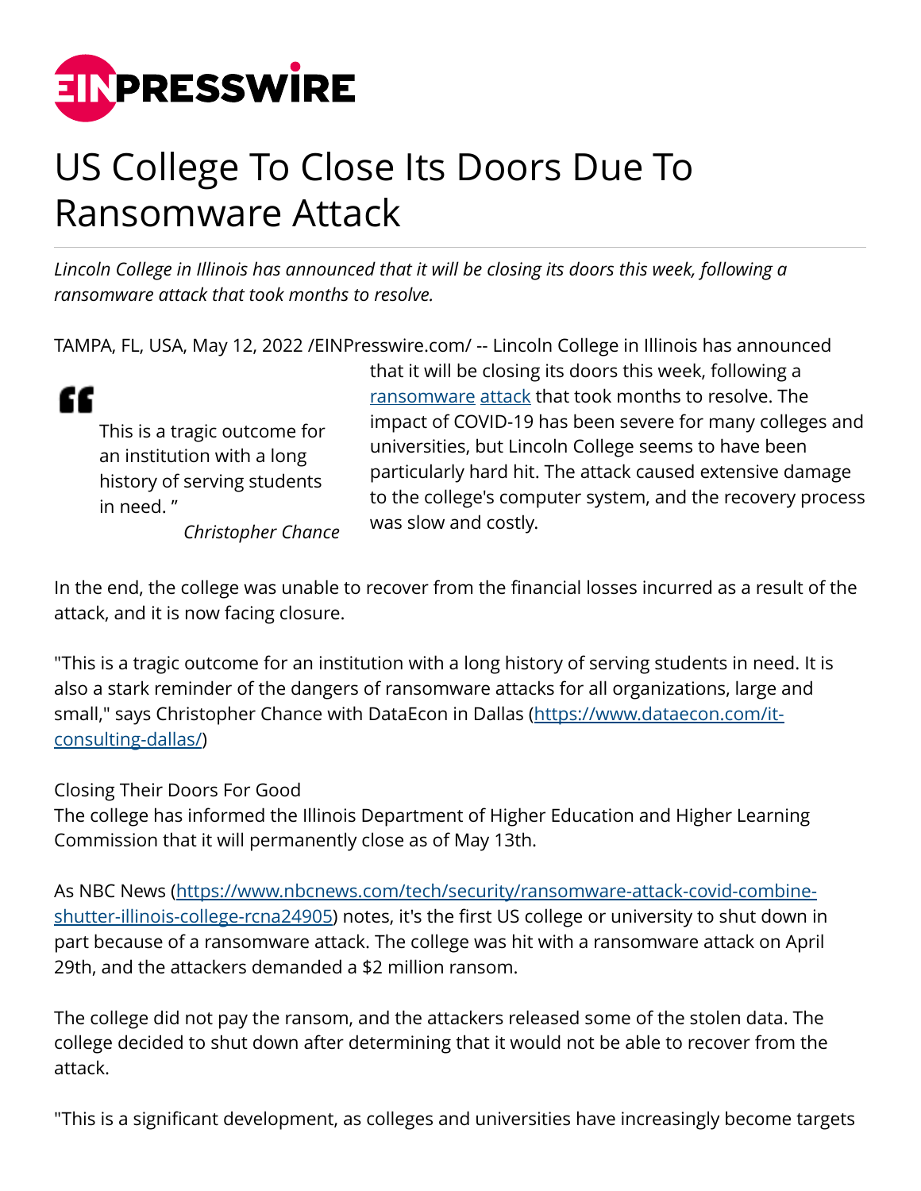# US College To Close Its Doors Due To Ransomware Attack

*Lincoln College in Illinois has announced that it will be closing its doors this week, following a ransomware attack that took months to resolve.*

TAMPA, FL, USA, May 12, 2022 /EINPresswire.com/ -- Lincoln College in Illinois has announced that it will be closing its doors this week, following a [ransomware](#) [attack](#) that took months to resolve. The impact of COVID-19 has been severe for many colleges and universities, but Lincoln College seems to have been particularly hard hit. The attack caused extensive damage to the college's computer system, and the recovery process was slow and costly.

> This is a tragic outcome for an institution with a long history of serving students in need. ”
>
> *Christopher Chance*

In the end, the college was unable to recover from the financial losses incurred as a result of the attack, and it is now facing closure.

"This is a tragic outcome for an institution with a long history of serving students in need. It is also a stark reminder of the dangers of ransomware attacks for all organizations, large and small," says Christopher Chance with DataEcon in Dallas ([https://www.dataecon.com/it-consulting-dallas/](https://www.dataecon.com/it-consulting-dallas/))

Closing Their Doors For Good
The college has informed the Illinois Department of Higher Education and Higher Learning Commission that it will permanently close as of May 13th.

As NBC News ([https://www.nbcnews.com/tech/security/ransomware-attack-covid-combine-shutter-illinois-college-rcna24905](https://www.nbcnews.com/tech/security/ransomware-attack-covid-combine-shutter-illinois-college-rcna24905)) notes, it's the first US college or university to shut down in part because of a ransomware attack. The college was hit with a ransomware attack on April 29th, and the attackers demanded a $2 million ransom.

The college did not pay the ransom, and the attackers released some of the stolen data. The college decided to shut down after determining that it would not be able to recover from the attack.

"This is a significant development, as colleges and universities have increasingly become targets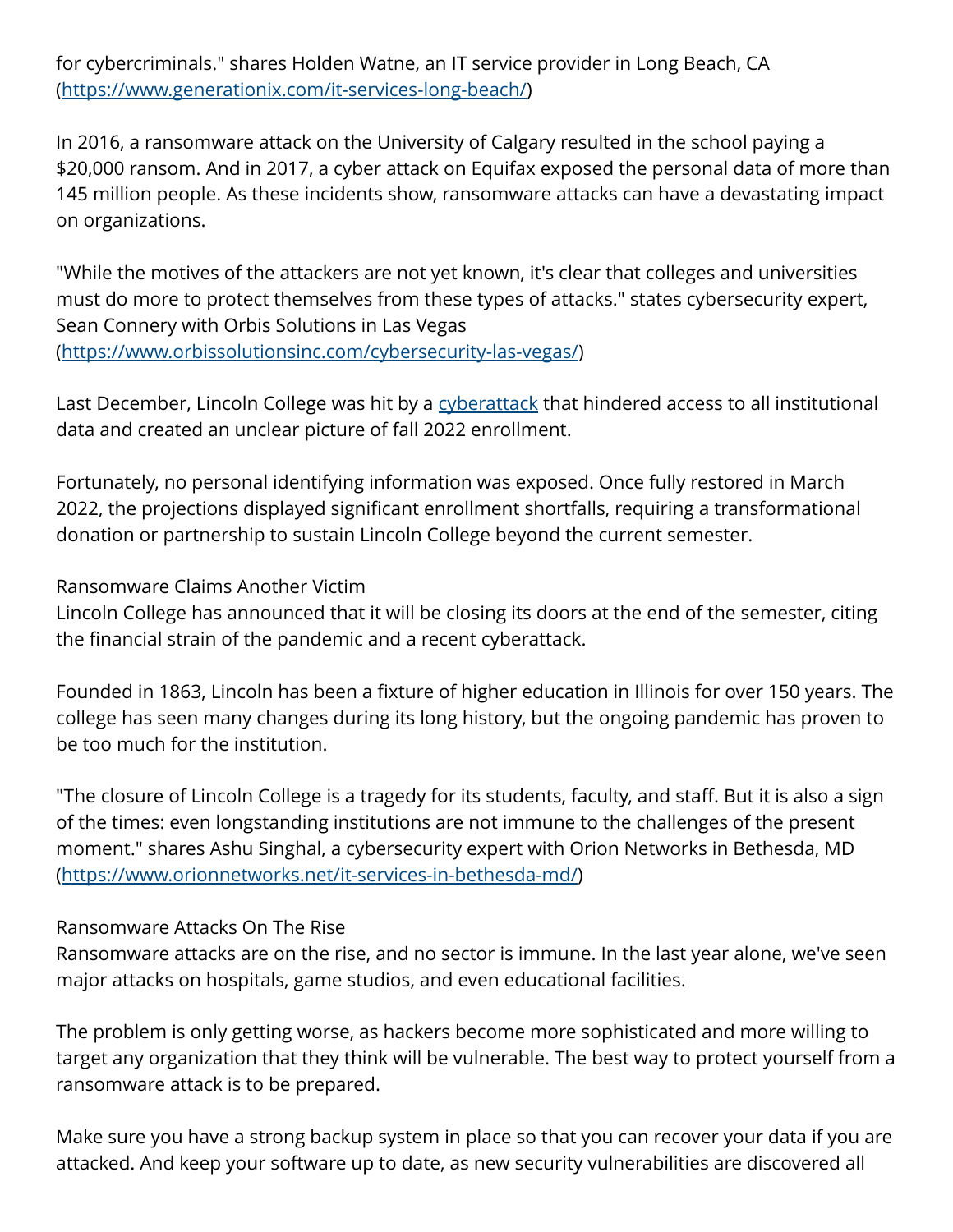for cybercriminals." shares Holden Watne, an IT service provider in Long Beach, CA (https://www.generationix.com/it-services-long-beach/)

In 2016, a ransomware attack on the University of Calgary resulted in the school paying a $20,000 ransom. And in 2017, a cyber attack on Equifax exposed the personal data of more than 145 million people. As these incidents show, ransomware attacks can have a devastating impact on organizations.

"While the motives of the attackers are not yet known, it's clear that colleges and universities must do more to protect themselves from these types of attacks." states cybersecurity expert, Sean Connery with Orbis Solutions in Las Vegas (https://www.orbissolutionsinc.com/cybersecurity-las-vegas/)

Last December, Lincoln College was hit by a cyberattack that hindered access to all institutional data and created an unclear picture of fall 2022 enrollment.

Fortunately, no personal identifying information was exposed. Once fully restored in March 2022, the projections displayed significant enrollment shortfalls, requiring a transformational donation or partnership to sustain Lincoln College beyond the current semester.

## Ransomware Claims Another Victim

Lincoln College has announced that it will be closing its doors at the end of the semester, citing the financial strain of the pandemic and a recent cyberattack.

Founded in 1863, Lincoln has been a fixture of higher education in Illinois for over 150 years. The college has seen many changes during its long history, but the ongoing pandemic has proven to be too much for the institution.

"The closure of Lincoln College is a tragedy for its students, faculty, and staff. But it is also a sign of the times: even longstanding institutions are not immune to the challenges of the present moment." shares Ashu Singhal, a cybersecurity expert with Orion Networks in Bethesda, MD (https://www.orionnetworks.net/it-services-in-bethesda-md/)

## Ransomware Attacks On The Rise

Ransomware attacks are on the rise, and no sector is immune. In the last year alone, we've seen major attacks on hospitals, game studios, and even educational facilities.

The problem is only getting worse, as hackers become more sophisticated and more willing to target any organization that they think will be vulnerable. The best way to protect yourself from a ransomware attack is to be prepared.

Make sure you have a strong backup system in place so that you can recover your data if you are attacked. And keep your software up to date, as new security vulnerabilities are discovered all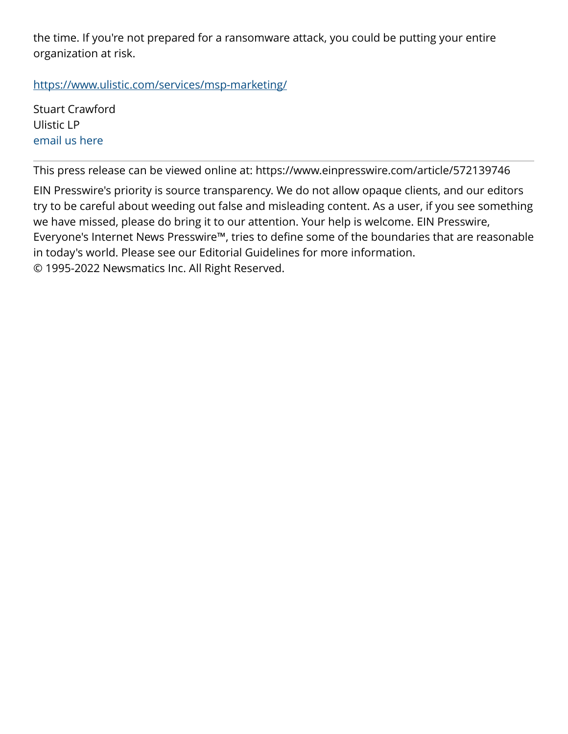the time. If you're not prepared for a ransomware attack, you could be putting your entire organization at risk.

https://www.ulistic.com/services/msp-marketing/

Stuart Crawford
Ulistic LP
email us here

---

This press release can be viewed online at: https://www.einpresswire.com/article/572139746

EIN Presswire's priority is source transparency. We do not allow opaque clients, and our editors try to be careful about weeding out false and misleading content. As a user, if you see something we have missed, please do bring it to our attention. Your help is welcome. EIN Presswire, Everyone's Internet News Presswire™, tries to define some of the boundaries that are reasonable in today's world. Please see our Editorial Guidelines for more information.
© 1995-2022 Newsmatics Inc. All Right Reserved.